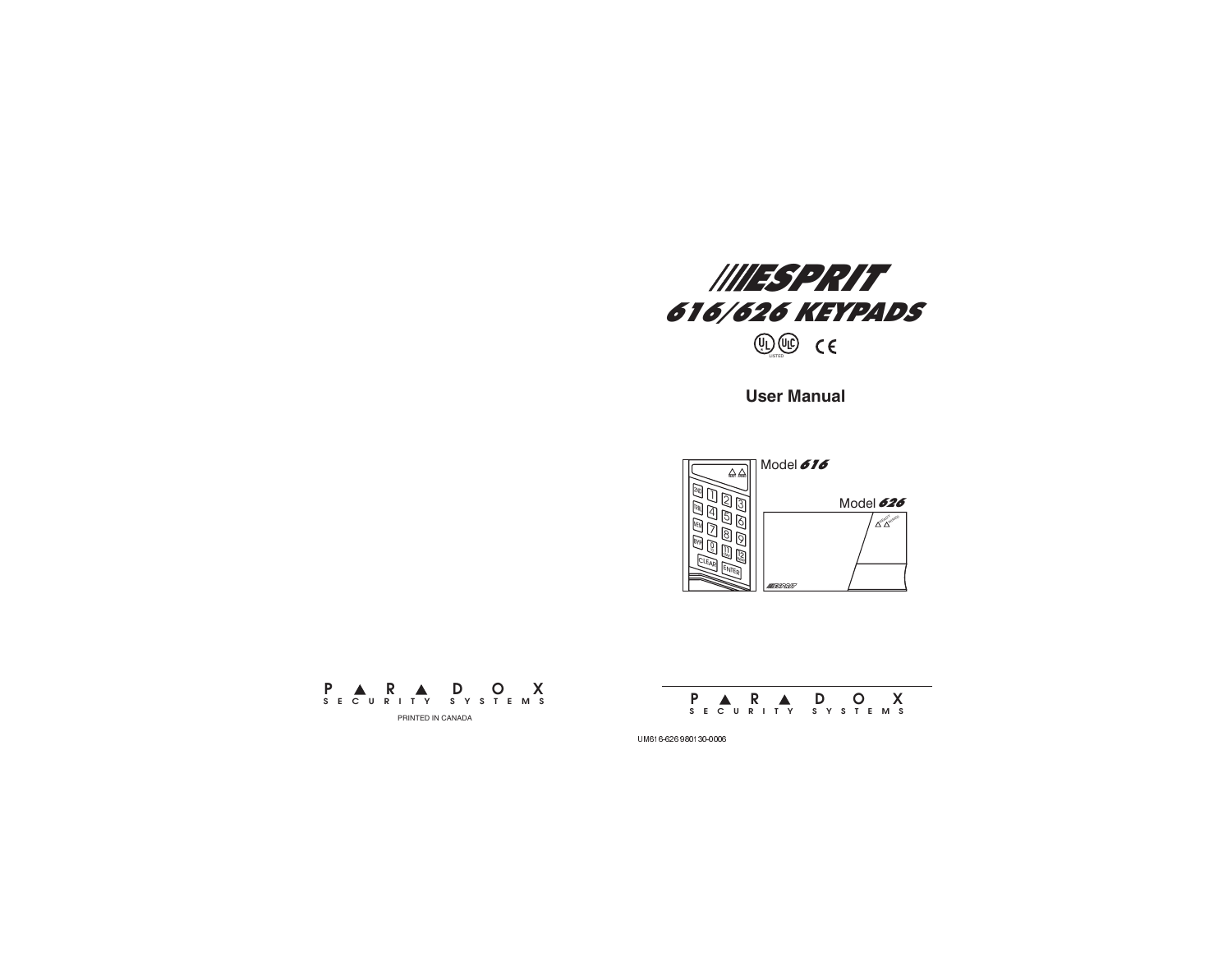# ESPRIT

# 616/626 KEYPADS

## User Manual

Model 616

Model 626

PARADOX
SECURITY SYSTEMS

PRINTED IN CANADA

PARADOX
SECURITY SYSTEMS

UM616-626 980130-0006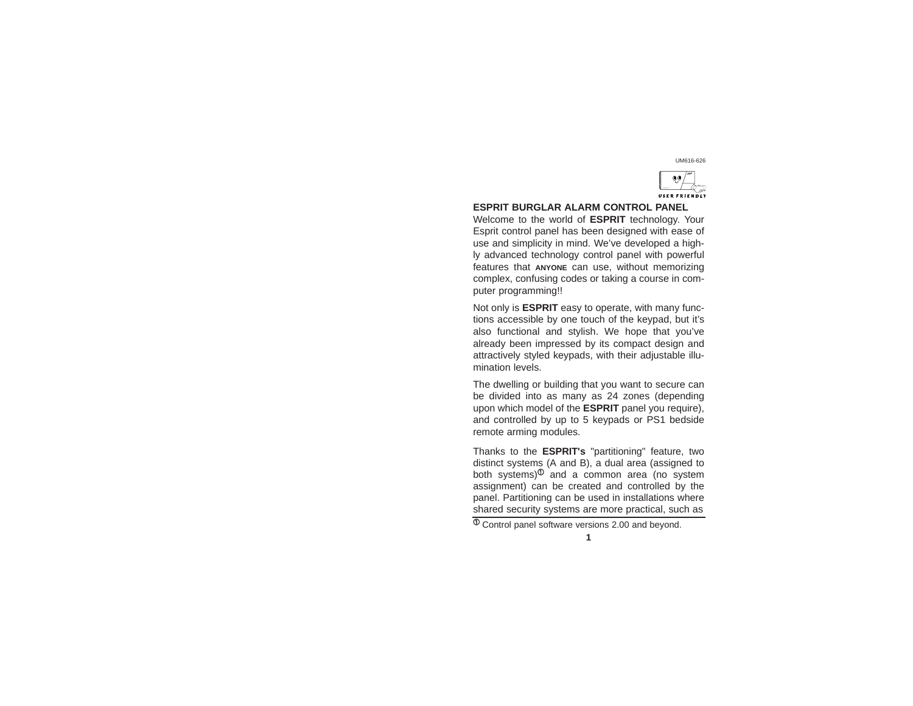UM616-626

## ESPRIT BURGLAR ALARM CONTROL PANEL

Welcome to the world of **ESPRIT** technology. Your Esprit control panel has been designed with ease of use and simplicity in mind. We've developed a highly advanced technology control panel with powerful features that **ANYONE** can use, without memorizing complex, confusing codes or taking a course in computer programming!!

Not only is **ESPRIT** easy to operate, with many functions accessible by one touch of the keypad, but it's also functional and stylish. We hope that you've already been impressed by its compact design and attractively styled keypads, with their adjustable illumination levels.

The dwelling or building that you want to secure can be divided into as many as 24 zones (depending upon which model of the **ESPRIT** panel you require), and controlled by up to 5 keypads or PS1 bedside remote arming modules.

Thanks to the **ESPRIT's** "partitioning" feature, two distinct systems (A and B), a dual area (assigned to both systems)[1] and a common area (no system assignment) can be created and controlled by the panel. Partitioning can be used in installations where shared security systems are more practical, such as

---

[1] Control panel software versions 2.00 and beyond.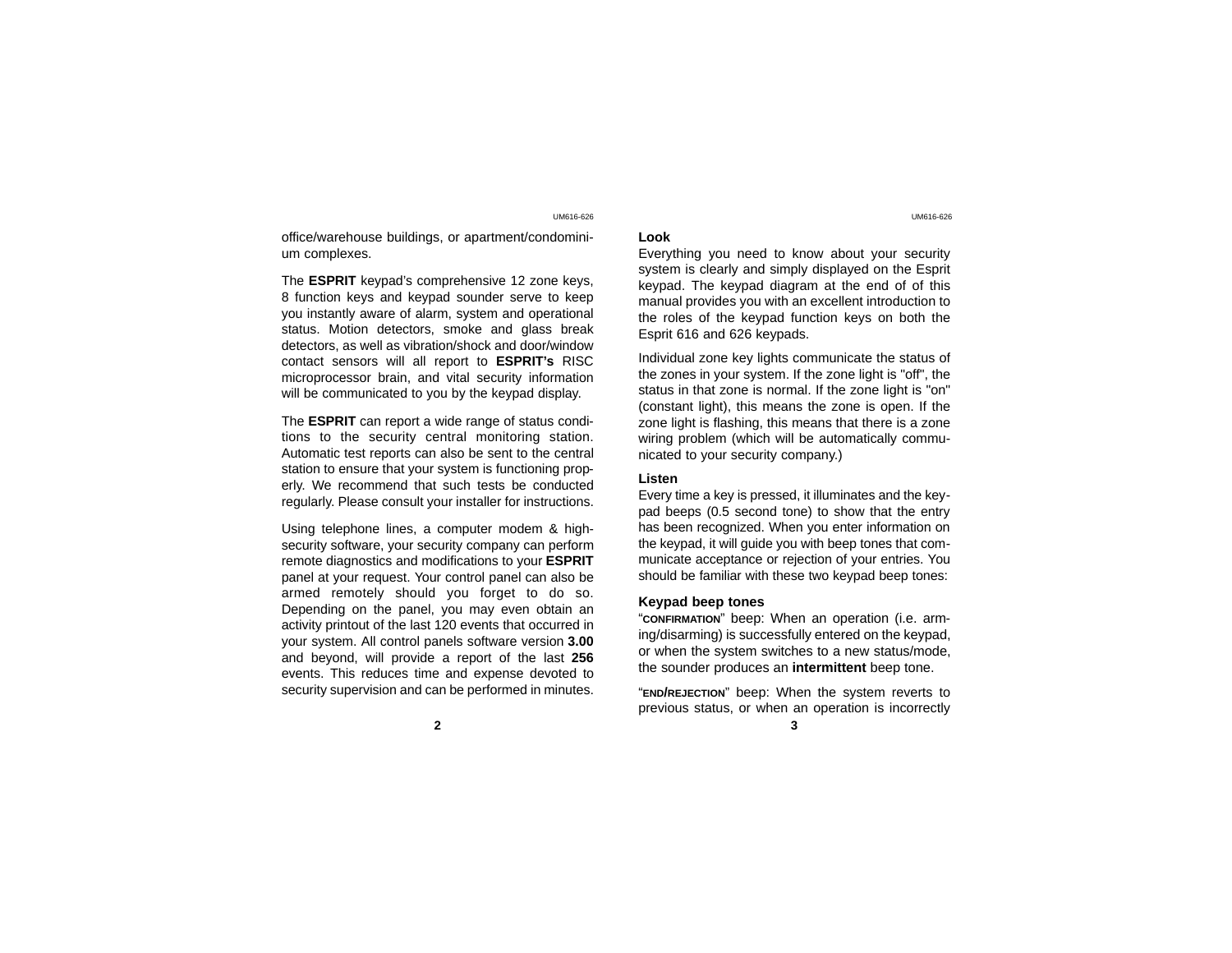office/warehouse buildings, or apartment/condominium complexes.

The **ESPRIT** keypad's comprehensive 12 zone keys, 8 function keys and keypad sounder serve to keep you instantly aware of alarm, system and operational status. Motion detectors, smoke and glass break detectors, as well as vibration/shock and door/window contact sensors will all report to **ESPRIT's** RISC microprocessor brain, and vital security information will be communicated to you by the keypad display.

The **ESPRIT** can report a wide range of status conditions to the security central monitoring station. Automatic test reports can also be sent to the central station to ensure that your system is functioning properly. We recommend that such tests be conducted regularly. Please consult your installer for instructions.

Using telephone lines, a computer modem & high-security software, your security company can perform remote diagnostics and modifications to your **ESPRIT** panel at your request. Your control panel can also be armed remotely should you forget to do so. Depending on the panel, you may even obtain an activity printout of the last 120 events that occurred in your system. All control panels software version **3.00** and beyond, will provide a report of the last **256** events. This reduces time and expense devoted to security supervision and can be performed in minutes.

### Look

Everything you need to know about your security system is clearly and simply displayed on the Esprit keypad. The keypad diagram at the end of of this manual provides you with an excellent introduction to the roles of the keypad function keys on both the Esprit 616 and 626 keypads.

Individual zone key lights communicate the status of the zones in your system. If the zone light is "off", the status in that zone is normal. If the zone light is "on" (constant light), this means the zone is open. If the zone light is flashing, this means that there is a zone wiring problem (which will be automatically communicated to your security company.)

### Listen

Every time a key is pressed, it illuminates and the keypad beeps (0.5 second tone) to show that the entry has been recognized. When you enter information on the keypad, it will guide you with beep tones that communicate acceptance or rejection of your entries. You should be familiar with these two keypad beep tones:

### Keypad beep tones

"CONFIRMATION" beep: When an operation (i.e. arming/disarming) is successfully entered on the keypad, or when the system switches to a new status/mode, the sounder produces an **intermittent** beep tone.

"END/REJECTION" beep: When the system reverts to previous status, or when an operation is incorrectly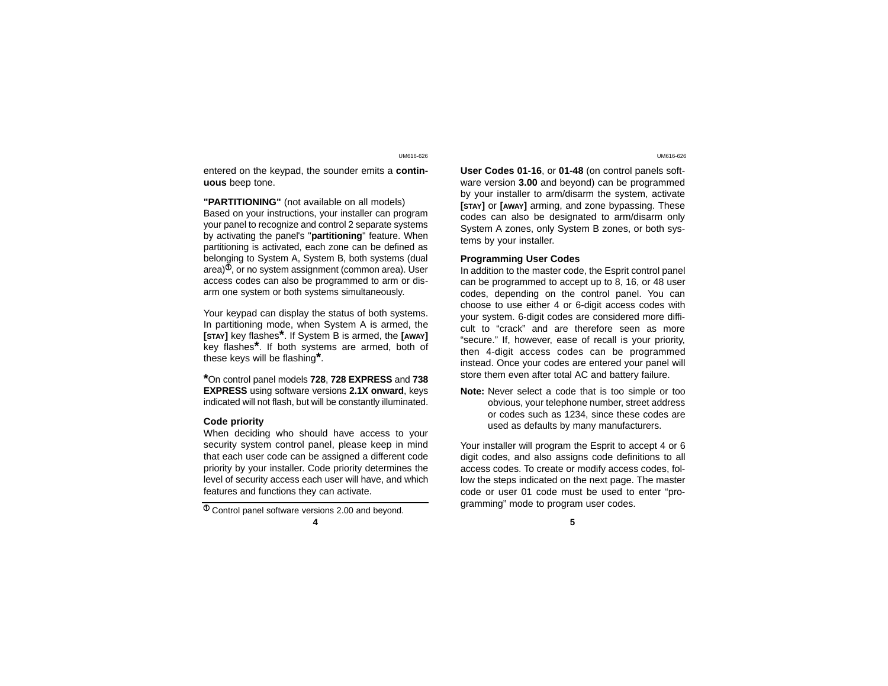entered on the keypad, the sounder emits a **continuous** beep tone.

**"PARTITIONING"** (not available on all models)
Based on your instructions, your installer can program your panel to recognize and control 2 separate systems by activating the panel's "**partitioning**" feature. When partitioning is activated, each zone can be defined as belonging to System A, System B, both systems (dual area)[1], or no system assignment (common area). User access codes can also be programmed to arm or disarm one system or both systems simultaneously.

Your keypad can display the status of both systems. In partitioning mode, when System A is armed, the **[STAY]** key flashes*. If System B is armed, the **[AWAY]** key flashes*. If both systems are armed, both of these keys will be flashing*.

*On control panel models **728**, **728 EXPRESS** and **738 EXPRESS** using software versions **2.1X onward**, keys indicated will not flash, but will be constantly illuminated.

**Code priority**
When deciding who should have access to your security system control panel, please keep in mind that each user code can be assigned a different code priority by your installer. Code priority determines the level of security access each user will have, and which features and functions they can activate.

[1] Control panel software versions 2.00 and beyond.

**User Codes 01-16**, or **01-48** (on control panels software version **3.00** and beyond) can be programmed by your installer to arm/disarm the system, activate **[STAY]** or **[AWAY]** arming, and zone bypassing. These codes can also be designated to arm/disarm only System A zones, only System B zones, or both systems by your installer.

**Programming User Codes**
In addition to the master code, the Esprit control panel can be programmed to accept up to 8, 16, or 48 user codes, depending on the control panel. You can choose to use either 4 or 6-digit access codes with your system. 6-digit codes are considered more difficult to "crack" and are therefore seen as more "secure." If, however, ease of recall is your priority, then 4-digit access codes can be programmed instead. Once your codes are entered your panel will store them even after total AC and battery failure.

**Note:** Never select a code that is too simple or too obvious, your telephone number, street address or codes such as 1234, since these codes are used as defaults by many manufacturers.

Your installer will program the Esprit to accept 4 or 6 digit codes, and also assigns code definitions to all access codes. To create or modify access codes, follow the steps indicated on the next page. The master code or user 01 code must be used to enter "programming" mode to program user codes.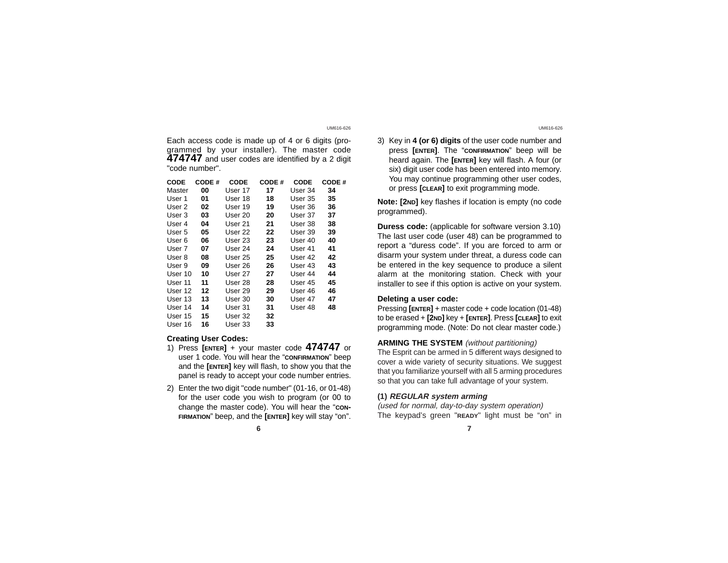Each access code is made up of 4 or 6 digits (programmed by your installer). The master code **474747** and user codes are identified by a 2 digit "code number".

| CODE | CODE # | CODE | CODE # | CODE | CODE # |
|---|---|---|---|---|---|
| Master | **00** | User 17 | **17** | User 34 | **34** |
| User 1 | **01** | User 18 | **18** | User 35 | **35** |
| User 2 | **02** | User 19 | **19** | User 36 | **36** |
| User 3 | **03** | User 20 | **20** | User 37 | **37** |
| User 4 | **04** | User 21 | **21** | User 38 | **38** |
| User 5 | **05** | User 22 | **22** | User 39 | **39** |
| User 6 | **06** | User 23 | **23** | User 40 | **40** |
| User 7 | **07** | User 24 | **24** | User 41 | **41** |
| User 8 | **08** | User 25 | **25** | User 42 | **42** |
| User 9 | **09** | User 26 | **26** | User 43 | **43** |
| User 10 | **10** | User 27 | **27** | User 44 | **44** |
| User 11 | **11** | User 28 | **28** | User 45 | **45** |
| User 12 | **12** | User 29 | **29** | User 46 | **46** |
| User 13 | **13** | User 30 | **30** | User 47 | **47** |
| User 14 | **14** | User 31 | **31** | User 48 | **48** |
| User 15 | **15** | User 32 | **32** | | |
| User 16 | **16** | User 33 | **33** | | |

### Creating User Codes:

1) Press **[ENTER]** + your master code **474747** or user 1 code. You will hear the "CONFIRMATION" beep and the **[ENTER]** key will flash, to show you that the panel is ready to accept your code number entries.
2) Enter the two digit "code number" (01-16, or 01-48) for the user code you wish to program (or 00 to change the master code). You will hear the "CONFIRMATION" beep, and the **[ENTER]** key will stay "on".
3) Key in **4 (or 6) digits** of the user code number and press **[ENTER]**. The "CONFIRMATION" beep will be heard again. The **[ENTER]** key will flash. A four (or six) digit user code has been entered into memory. You may continue programming other user codes, or press **[CLEAR]** to exit programming mode.

**Note: [2ND]** key flashes if location is empty (no code programmed).

**Duress code:** (applicable for software version 3.10) The last user code (user 48) can be programmed to report a "duress code". If you are forced to arm or disarm your system under threat, a duress code can be entered in the key sequence to produce a silent alarm at the monitoring station. Check with your installer to see if this option is active on your system.

### Deleting a user code:

Pressing **[ENTER]** + master code + code location (01-48) to be erased + **[2ND]** key + **[ENTER]**. Press **[CLEAR]** to exit programming mode. (Note: Do not clear master code.)

## ARMING THE SYSTEM *(without partitioning)*

The Esprit can be armed in 5 different ways designed to cover a wide variety of security situations. We suggest that you familiarize yourself with all 5 arming procedures so that you can take full advantage of your system.

### (1) *REGULAR system arming*

*(used for normal, day-to-day system operation)*

The keypad's green "READY" light must be "on" in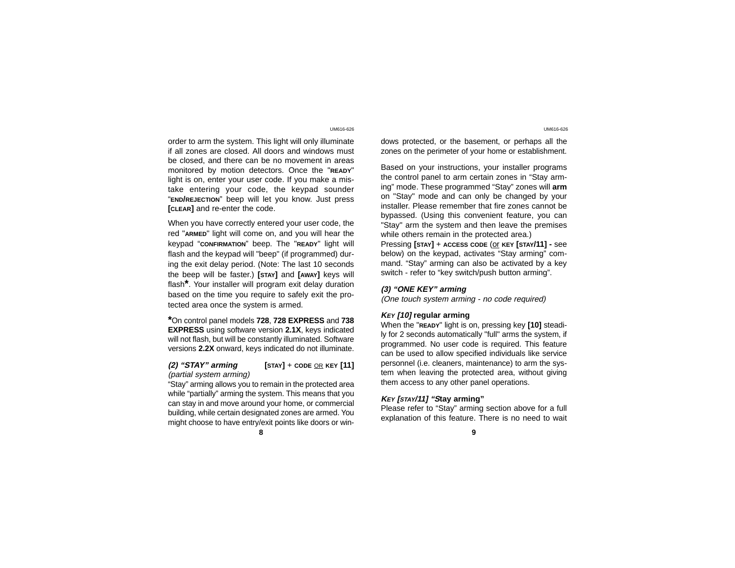order to arm the system. This light will only illuminate if all zones are closed. All doors and windows must be closed, and there can be no movement in areas monitored by motion detectors. Once the "**READY**" light is on, enter your user code. If you make a mistake entering your code, the keypad sounder "**END/REJECTION**" beep will let you know. Just press **[CLEAR]** and re-enter the code.

When you have correctly entered your user code, the red "**ARMED**" light will come on, and you will hear the keypad "**CONFIRMATION**" beep. The "**READY**" light will flash and the keypad will "beep" (if programmed) during the exit delay period. (Note: The last 10 seconds the beep will be faster.) **[STAY]** and **[AWAY]** keys will flash*. Your installer will program exit delay duration based on the time you require to safely exit the protected area once the system is armed.

*On control panel models **728**, **728 EXPRESS** and **738 EXPRESS** using software version **2.1X**, keys indicated will not flash, but will be constantly illuminated. Software versions **2.2X** onward, keys indicated do not illuminate.

### *(2) "STAY" arming* — **[STAY]** + **CODE** OR **KEY [11]**

*(partial system arming)*

"Stay" arming allows you to remain in the protected area while "partially" arming the system. This means that you can stay in and move around your home, or commercial building, while certain designated zones are armed. You might choose to have entry/exit points like doors or windows protected, or the basement, or perhaps all the zones on the perimeter of your home or establishment.

Based on your instructions, your installer programs the control panel to arm certain zones in "Stay arming" mode. These programmed "Stay" zones will **arm** on "Stay" mode and can only be changed by your installer. Please remember that fire zones cannot be bypassed. (Using this convenient feature, you can "Stay" arm the system and then leave the premises while others remain in the protected area.)
Pressing **[STAY]** + **ACCESS CODE** (or **KEY [STAY/11] -** see below) on the keypad, activates "Stay arming" command. "Stay" arming can also be activated by a key switch - refer to "key switch/push button arming".

### *(3) "ONE KEY" arming*

*(One touch system arming - no code required)*

#### ***KEY [10]*** **regular arming**

When the "**READY**" light is on, pressing key **[10]** steadily for 2 seconds automatically "full" arms the system, if programmed. No user code is required. This feature can be used to allow specified individuals like service personnel (i.e. cleaners, maintenance) to arm the system when leaving the protected area, without giving them access to any other panel operations.

#### ***KEY [STAY/11] "S*****tay arming"**

Please refer to "Stay" arming section above for a full explanation of this feature. There is no need to wait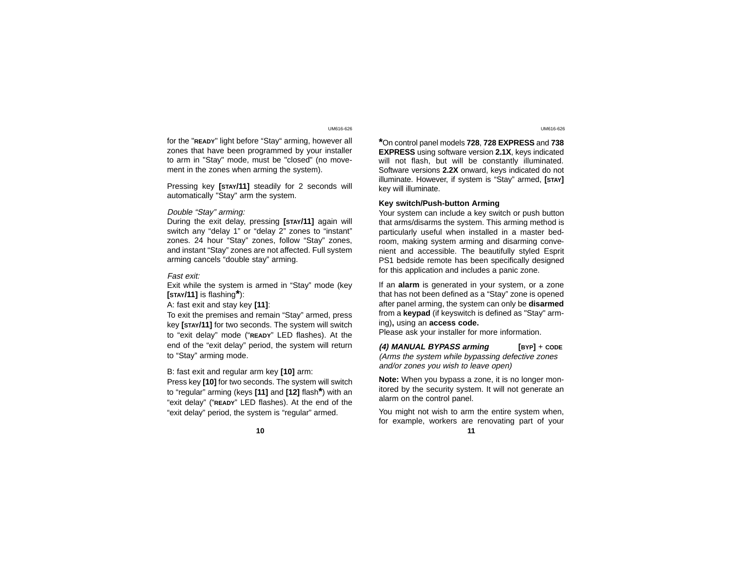for the "READY" light before "Stay" arming, however all zones that have been programmed by your installer to arm in "Stay" mode, must be "closed" (no movement in the zones when arming the system).

Pressing key **[STAY/11]** steadily for 2 seconds will automatically "Stay" arm the system.

*Double "Stay" arming:*
During the exit delay, pressing **[STAY/11]** again will switch any "delay 1" or "delay 2" zones to "instant" zones. 24 hour "Stay" zones, follow "Stay" zones, and instant "Stay" zones are not affected. Full system arming cancels "double stay" arming.

*Fast exit:*
Exit while the system is armed in "Stay" mode (key **[STAY/11]** is flashing*):
A: fast exit and stay key **[11]**:
To exit the premises and remain "Stay" armed, press key **[STAY/11]** for two seconds. The system will switch to "exit delay" mode ("READY" LED flashes). At the end of the "exit delay" period, the system will return to "Stay" arming mode.

B: fast exit and regular arm key **[10]** arm:
Press key **[10]** for two seconds. The system will switch to "regular" arming (keys **[11]** and **[12]** flash*) with an "exit delay" ("READY" LED flashes). At the end of the "exit delay" period, the system is "regular" armed.

*On control panel models **728**, **728 EXPRESS** and **738 EXPRESS** using software version **2.1X**, keys indicated will not flash, but will be constantly illuminated. Software versions **2.2X** onward, keys indicated do not illuminate. However, if system is "Stay" armed, **[STAY]** key will illuminate.

**Key switch/Push-button Arming**
Your system can include a key switch or push button that arms/disarms the system. This arming method is particularly useful when installed in a master bedroom, making system arming and disarming convenient and accessible. The beautifully styled Esprit PS1 bedside remote has been specifically designed for this application and includes a panic zone.

If an **alarm** is generated in your system, or a zone that has not been defined as a "Stay" zone is opened after panel arming, the system can only be **disarmed** from a **keypad** (if keyswitch is defined as "Stay" arming), using an **access code.**
Please ask your installer for more information.

***(4) MANUAL BYPASS arming*** **[BYP]** + CODE
*(Arms the system while bypassing defective zones and/or zones you wish to leave open)*

**Note:** When you bypass a zone, it is no longer monitored by the security system. It will not generate an alarm on the control panel.

You might not wish to arm the entire system when, for example, workers are renovating part of your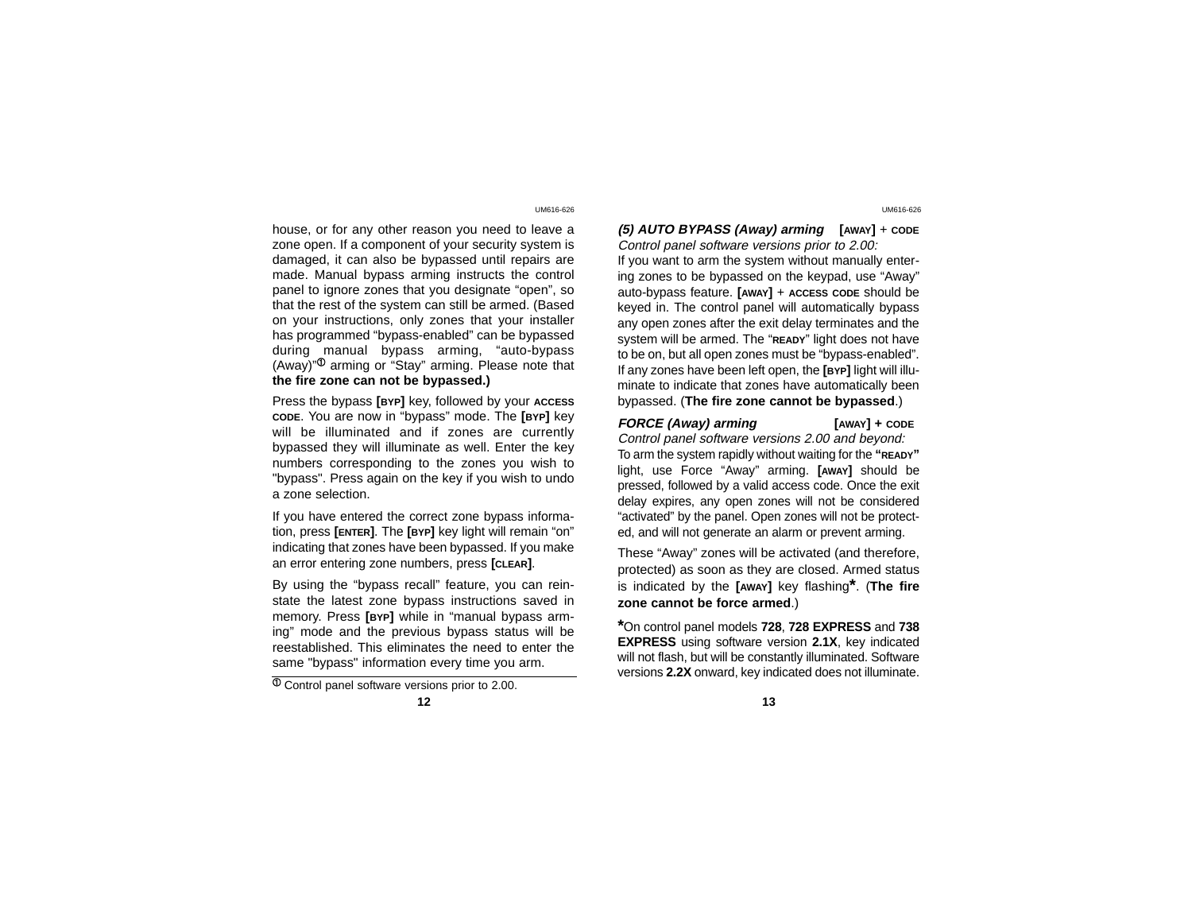house, or for any other reason you need to leave a zone open. If a component of your security system is damaged, it can also be bypassed until repairs are made. Manual bypass arming instructs the control panel to ignore zones that you designate "open", so that the rest of the system can still be armed. (Based on your instructions, only zones that your installer has programmed "bypass-enabled" can be bypassed during manual bypass arming, "auto-bypass (Away)"[1] arming or "Stay" arming. Please note that **the fire zone can not be bypassed.)**

Press the bypass **[BYP]** key, followed by your **ACCESS CODE**. You are now in "bypass" mode. The **[BYP]** key will be illuminated and if zones are currently bypassed they will illuminate as well. Enter the key numbers corresponding to the zones you wish to "bypass". Press again on the key if you wish to undo a zone selection.

If you have entered the correct zone bypass information, press **[ENTER]**. The **[BYP]** key light will remain "on" indicating that zones have been bypassed. If you make an error entering zone numbers, press **[CLEAR]**.

By using the "bypass recall" feature, you can reinstate the latest zone bypass instructions saved in memory. Press **[BYP]** while in "manual bypass arming" mode and the previous bypass status will be reestablished. This eliminates the need to enter the same "bypass" information every time you arm.

[1] Control panel software versions prior to 2.00.

### *(5) AUTO BYPASS (Away) arming* **[AWAY] + CODE**

*Control panel software versions prior to 2.00:*

If you want to arm the system without manually entering zones to be bypassed on the keypad, use "Away" auto-bypass feature. **[AWAY]** + **ACCESS CODE** should be keyed in. The control panel will automatically bypass any open zones after the exit delay terminates and the system will be armed. The "**READY**" light does not have to be on, but all open zones must be "bypass-enabled". If any zones have been left open, the **[BYP]** light will illuminate to indicate that zones have automatically been bypassed. (**The fire zone cannot be bypassed**.)

### *FORCE (Away) arming* **[AWAY] + CODE**

*Control panel software versions 2.00 and beyond:*

To arm the system rapidly without waiting for the **"READY"** light, use Force "Away" arming. **[AWAY]** should be pressed, followed by a valid access code. Once the exit delay expires, any open zones will not be considered "activated" by the panel. Open zones will not be protected, and will not generate an alarm or prevent arming.

These "Away" zones will be activated (and therefore, protected) as soon as they are closed. Armed status is indicated by the **[AWAY]** key flashing*. (**The fire zone cannot be force armed**.)

*On control panel models **728**, **728 EXPRESS** and **738 EXPRESS** using software version **2.1X**, key indicated will not flash, but will be constantly illuminated. Software versions **2.2X** onward, key indicated does not illuminate.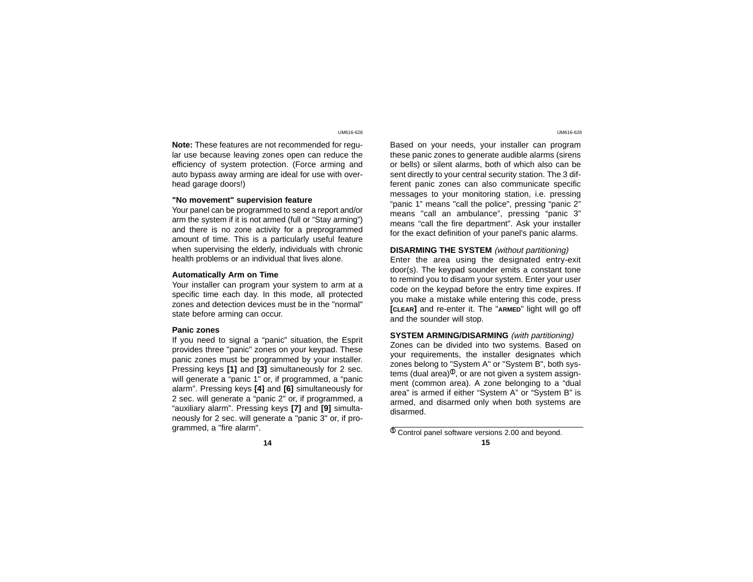**Note:** These features are not recommended for regular use because leaving zones open can reduce the efficiency of system protection. (Force arming and auto bypass away arming are ideal for use with overhead garage doors!)

### "No movement" supervision feature

Your panel can be programmed to send a report and/or arm the system if it is not armed (full or "Stay arming") and there is no zone activity for a preprogrammed amount of time. This is a particularly useful feature when supervising the elderly, individuals with chronic health problems or an individual that lives alone.

### Automatically Arm on Time

Your installer can program your system to arm at a specific time each day. In this mode, all protected zones and detection devices must be in the "normal" state before arming can occur.

### Panic zones

If you need to signal a "panic" situation, the Esprit provides three "panic" zones on your keypad. These panic zones must be programmed by your installer. Pressing keys **[1]** and **[3]** simultaneously for 2 sec. will generate a "panic 1" or, if programmed, a "panic alarm". Pressing keys **[4]** and **[6]** simultaneously for 2 sec. will generate a "panic 2" or, if programmed, a "auxiliary alarm". Pressing keys **[7]** and **[9]** simultaneously for 2 sec. will generate a "panic 3" or, if programmed, a "fire alarm".

Based on your needs, your installer can program these panic zones to generate audible alarms (sirens or bells) or silent alarms, both of which also can be sent directly to your central security station. The 3 different panic zones can also communicate specific messages to your monitoring station, i.e. pressing "panic 1" means "call the police", pressing "panic 2" means "call an ambulance", pressing "panic 3" means "call the fire department". Ask your installer for the exact definition of your panel's panic alarms.

### DISARMING THE SYSTEM *(without partitioning)*

Enter the area using the designated entry-exit door(s). The keypad sounder emits a constant tone to remind you to disarm your system. Enter your user code on the keypad before the entry time expires. If you make a mistake while entering this code, press **[CLEAR]** and re-enter it. The "**ARMED**" light will go off and the sounder will stop.

### SYSTEM ARMING/DISARMING *(with partitioning)*

Zones can be divided into two systems. Based on your requirements, the installer designates which zones belong to "System A" or "System B", both systems (dual area)[1], or are not given a system assignment (common area). A zone belonging to a "dual area" is armed if either "System A" or "System B" is armed, and disarmed only when both systems are disarmed.

---

[1] Control panel software versions 2.00 and beyond.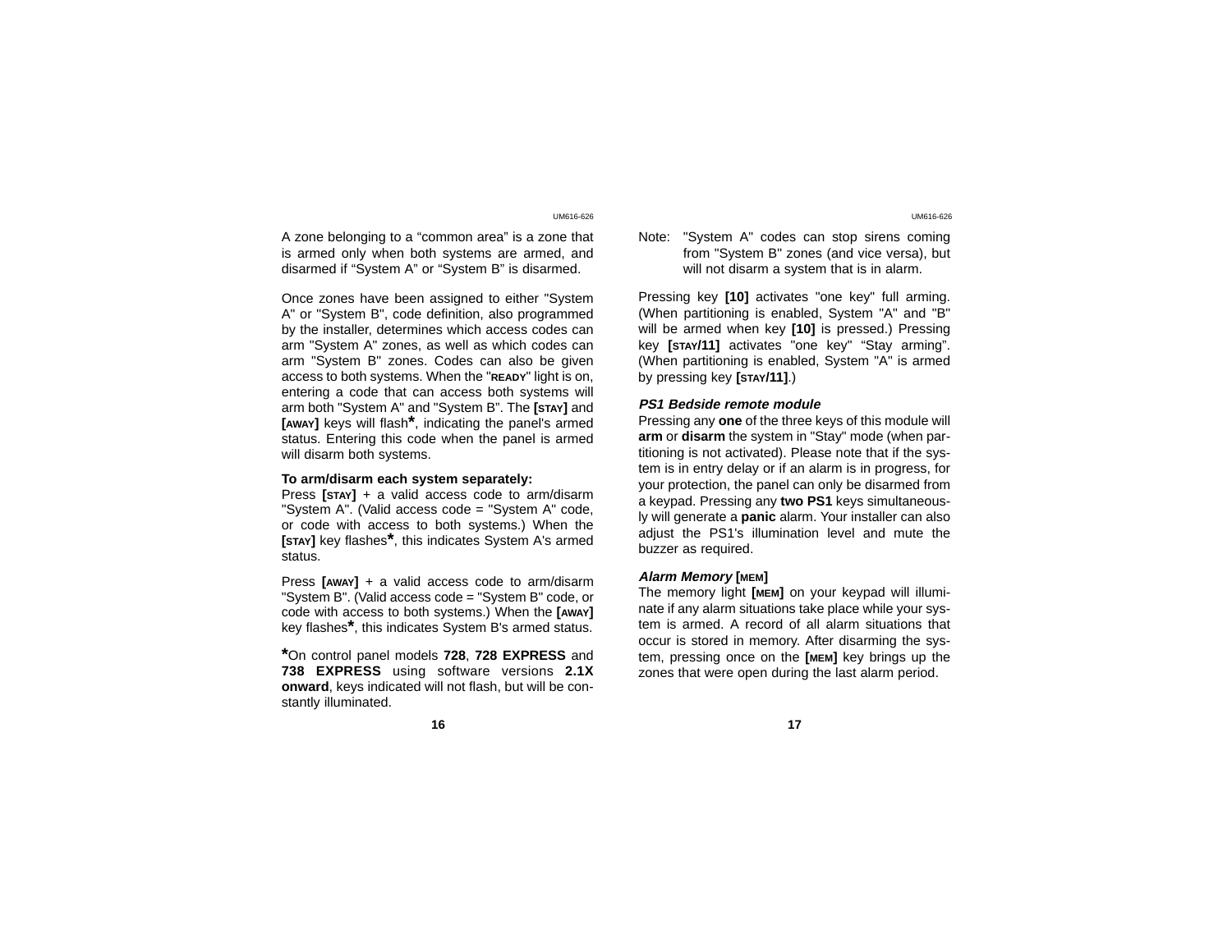A zone belonging to a “common area” is a zone that is armed only when both systems are armed, and disarmed if “System A” or “System B” is disarmed.

Once zones have been assigned to either "System A" or "System B", code definition, also programmed by the installer, determines which access codes can arm "System A" zones, as well as which codes can arm "System B" zones. Codes can also be given access to both systems. When the "READY" light is on, entering a code that can access both systems will arm both "System A" and "System B”. The **[STAY]** and **[AWAY]** keys will flash*, indicating the panel's armed status. Entering this code when the panel is armed will disarm both systems.

**To arm/disarm each system separately:**
Press **[STAY]** + a valid access code to arm/disarm "System A". (Valid access code = "System A" code, or code with access to both systems.) When the **[STAY]** key flashes*, this indicates System A's armed status.

Press **[AWAY]** + a valid access code to arm/disarm "System B". (Valid access code = "System B" code, or code with access to both systems.) When the **[AWAY]** key flashes*, this indicates System B's armed status.

*On control panel models **728**, **728 EXPRESS** and **738 EXPRESS** using software versions **2.1X onward**, keys indicated will not flash, but will be constantly illuminated.

Note: "System A" codes can stop sirens coming from "System B" zones (and vice versa), but will not disarm a system that is in alarm.

Pressing key **[10]** activates "one key" full arming. (When partitioning is enabled, System "A" and "B" will be armed when key **[10]** is pressed.) Pressing key **[STAY/11]** activates "one key" “Stay arming”. (When partitioning is enabled, System "A" is armed by pressing key **[STAY/11]**.)

### *PS1 Bedside remote module*

Pressing any **one** of the three keys of this module will **arm** or **disarm** the system in "Stay" mode (when partitioning is not activated). Please note that if the system is in entry delay or if an alarm is in progress, for your protection, the panel can only be disarmed from a keypad. Pressing any **two PS1** keys simultaneously will generate a **panic** alarm. Your installer can also adjust the PS1's illumination level and mute the buzzer as required.

### *Alarm Memory* [MEM]

The memory light **[MEM]** on your keypad will illuminate if any alarm situations take place while your system is armed. A record of all alarm situations that occur is stored in memory. After disarming the system, pressing once on the **[MEM]** key brings up the zones that were open during the last alarm period.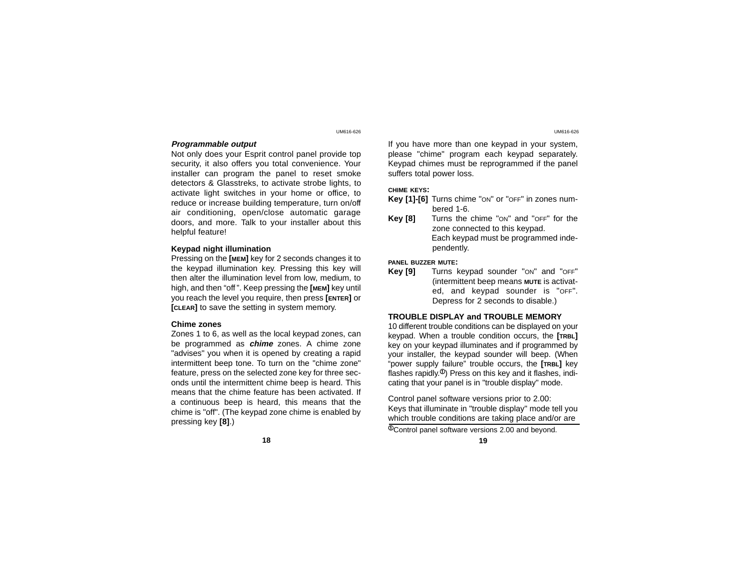### *Programmable output*

Not only does your Esprit control panel provide top security, it also offers you total convenience. Your installer can program the panel to reset smoke detectors & Glasstreks, to activate strobe lights, to activate light switches in your home or office, to reduce or increase building temperature, turn on/off air conditioning, open/close automatic garage doors, and more. Talk to your installer about this helpful feature!

### Keypad night illumination

Pressing on the **[MEM]** key for 2 seconds changes it to the keypad illumination key. Pressing this key will then alter the illumination level from low, medium, to high, and then "off ". Keep pressing the **[MEM]** key until you reach the level you require, then press **[ENTER]** or **[CLEAR]** to save the setting in system memory.

### Chime zones

Zones 1 to 6, as well as the local keypad zones, can be programmed as ***chime*** zones. A chime zone "advises" you when it is opened by creating a rapid intermittent beep tone. To turn on the "chime zone" feature, press on the selected zone key for three seconds until the intermittent chime beep is heard. This means that the chime feature has been activated. If a continuous beep is heard, this means that the chime is "off". (The keypad zone chime is enabled by pressing key **[8]**.)

If you have more than one keypad in your system, please "chime" program each keypad separately. Keypad chimes must be reprogrammed if the panel suffers total power loss.

**CHIME KEYS:**

**Key [1]-[6]** Turns chime "ON" or "OFF" in zones numbered 1-6.

**Key [8]** Turns the chime "ON" and "OFF" for the zone connected to this keypad. Each keypad must be programmed independently.

**PANEL BUZZER MUTE:**

**Key [9]** Turns keypad sounder "ON" and "OFF" (intermittent beep means **MUTE** is activated, and keypad sounder is "OFF". Depress for 2 seconds to disable.)

### TROUBLE DISPLAY and TROUBLE MEMORY

10 different trouble conditions can be displayed on your keypad. When a trouble condition occurs, the **[TRBL]** key on your keypad illuminates and if programmed by your installer, the keypad sounder will beep. (When "power supply failure" trouble occurs, the **[TRBL]** key flashes rapidly.[1]) Press on this key and it flashes, indicating that your panel is in "trouble display" mode.

Control panel software versions prior to 2.00:
Keys that illuminate in "trouble display" mode tell you which trouble conditions are taking place and/or are

[1] Control panel software versions 2.00 and beyond.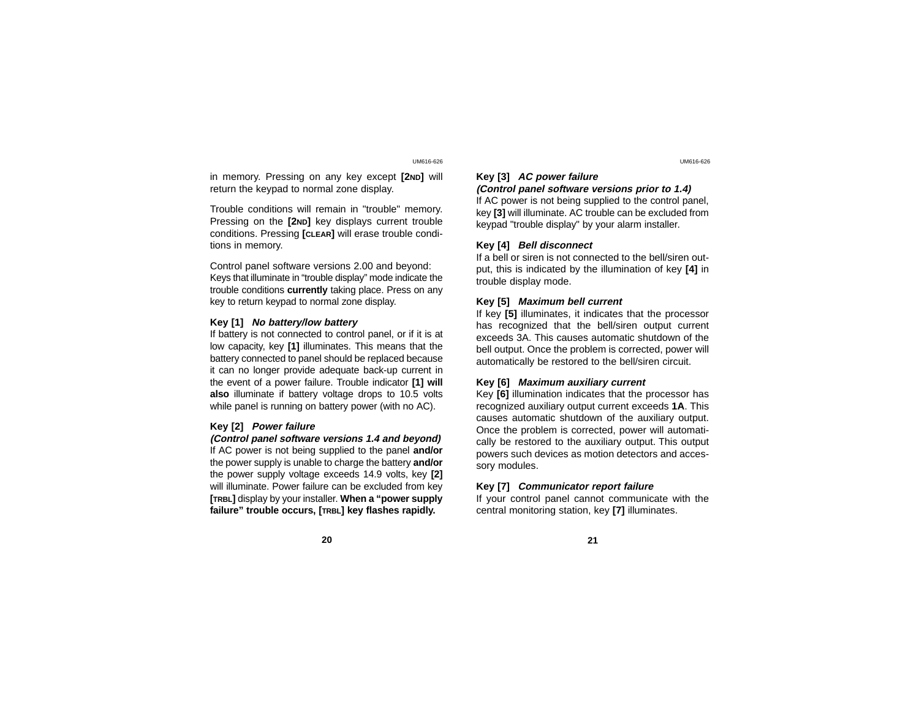in memory. Pressing on any key except **[2ND]** will return the keypad to normal zone display.

Trouble conditions will remain in "trouble" memory. Pressing on the **[2ND]** key displays current trouble conditions. Pressing **[CLEAR]** will erase trouble conditions in memory.

Control panel software versions 2.00 and beyond:
Keys that illuminate in “trouble display” mode indicate the trouble conditions **currently** taking place. Press on any key to return keypad to normal zone display.

**Key [1]** ***No battery/low battery***

If battery is not connected to control panel, or if it is at low capacity, key **[1]** illuminates. This means that the battery connected to panel should be replaced because it can no longer provide adequate back-up current in the event of a power failure. Trouble indicator **[1] will also** illuminate if battery voltage drops to 10.5 volts while panel is running on battery power (with no AC).

**Key [2]** ***Power failure***
***(Control panel software versions 1.4 and beyond)***

If AC power is not being supplied to the panel **and/or** the power supply is unable to charge the battery **and/or** the power supply voltage exceeds 14.9 volts, key **[2]** will illuminate. Power failure can be excluded from key **[TRBL]** display by your installer. **When a “power supply failure” trouble occurs, [TRBL] key flashes rapidly.**

**Key [3]** ***AC power failure***
***(Control panel software versions prior to 1.4)***

If AC power is not being supplied to the control panel, key **[3]** will illuminate. AC trouble can be excluded from keypad "trouble display" by your alarm installer.

**Key [4]** ***Bell disconnect***

If a bell or siren is not connected to the bell/siren output, this is indicated by the illumination of key **[4]** in trouble display mode.

**Key [5]** ***Maximum bell current***

If key **[5]** illuminates, it indicates that the processor has recognized that the bell/siren output current exceeds 3A. This causes automatic shutdown of the bell output. Once the problem is corrected, power will automatically be restored to the bell/siren circuit.

**Key [6]** ***Maximum auxiliary current***

Key **[6]** illumination indicates that the processor has recognized auxiliary output current exceeds **1A**. This causes automatic shutdown of the auxiliary output. Once the problem is corrected, power will automatically be restored to the auxiliary output. This output powers such devices as motion detectors and accessory modules.

**Key [7]** ***Communicator report failure***

If your control panel cannot communicate with the central monitoring station, key **[7]** illuminates.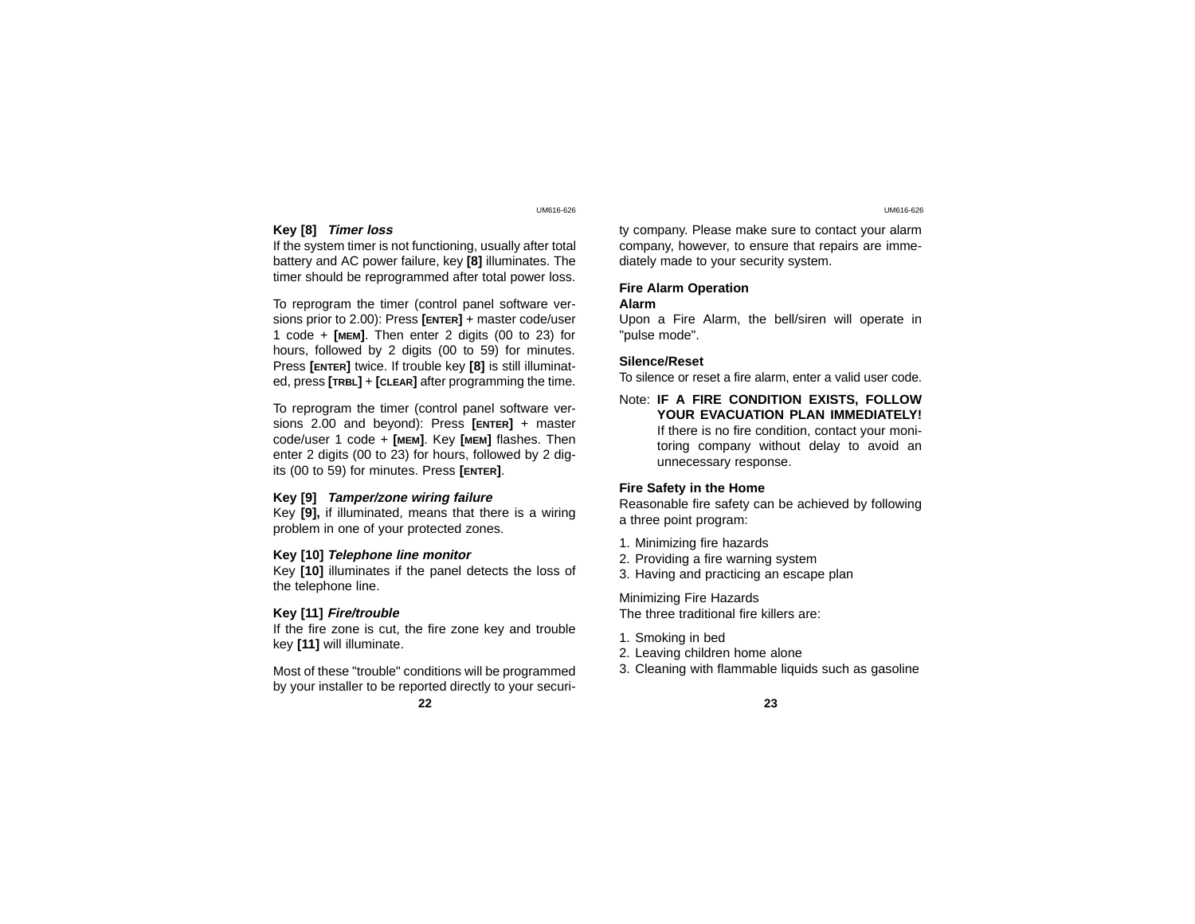**Key [8]** ***Timer loss***

If the system timer is not functioning, usually after total battery and AC power failure, key **[8]** illuminates. The timer should be reprogrammed after total power loss.

To reprogram the timer (control panel software versions prior to 2.00): Press **[ENTER]** + master code/user 1 code + **[MEM]**. Then enter 2 digits (00 to 23) for hours, followed by 2 digits (00 to 59) for minutes. Press **[ENTER]** twice. If trouble key **[8]** is still illuminated, press **[TRBL]** + **[CLEAR]** after programming the time.

To reprogram the timer (control panel software versions 2.00 and beyond): Press **[ENTER]** + master code/user 1 code + **[MEM]**. Key **[MEM]** flashes. Then enter 2 digits (00 to 23) for hours, followed by 2 digits (00 to 59) for minutes. Press **[ENTER]**.

**Key [9]** ***Tamper/zone wiring failure***

Key **[9],** if illuminated, means that there is a wiring problem in one of your protected zones.

**Key [10]** ***Telephone line monitor***

Key **[10]** illuminates if the panel detects the loss of the telephone line.

**Key [11]** ***Fire/trouble***

If the fire zone is cut, the fire zone key and trouble key **[11]** will illuminate.

Most of these "trouble" conditions will be programmed by your installer to be reported directly to your security company. Please make sure to contact your alarm company, however, to ensure that repairs are immediately made to your security system.

**Fire Alarm Operation**

**Alarm**

Upon a Fire Alarm, the bell/siren will operate in "pulse mode".

**Silence/Reset**

To silence or reset a fire alarm, enter a valid user code.

Note: **IF A FIRE CONDITION EXISTS, FOLLOW YOUR EVACUATION PLAN IMMEDIATELY!** If there is no fire condition, contact your monitoring company without delay to avoid an unnecessary response.

**Fire Safety in the Home**

Reasonable fire safety can be achieved by following a three point program:

1. Minimizing fire hazards
2. Providing a fire warning system
3. Having and practicing an escape plan

Minimizing Fire Hazards

The three traditional fire killers are:

1. Smoking in bed
2. Leaving children home alone
3. Cleaning with flammable liquids such as gasoline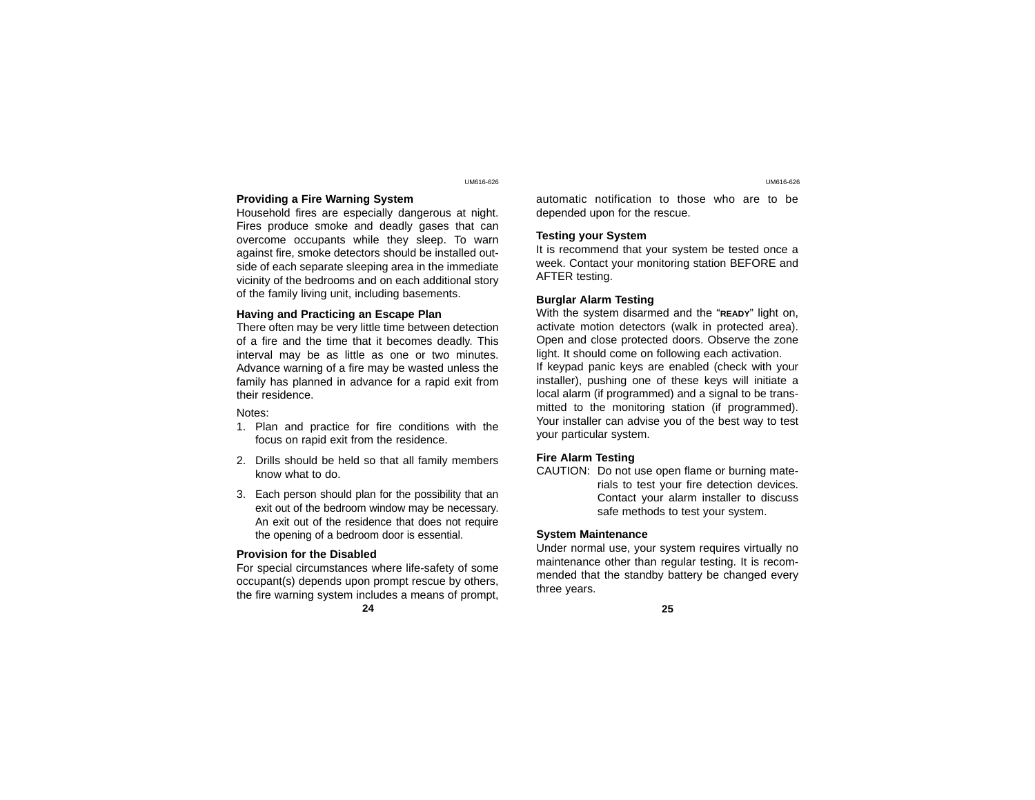### Providing a Fire Warning System

Household fires are especially dangerous at night. Fires produce smoke and deadly gases that can overcome occupants while they sleep. To warn against fire, smoke detectors should be installed outside of each separate sleeping area in the immediate vicinity of the bedrooms and on each additional story of the family living unit, including basements.

### Having and Practicing an Escape Plan

There often may be very little time between detection of a fire and the time that it becomes deadly. This interval may be as little as one or two minutes. Advance warning of a fire may be wasted unless the family has planned in advance for a rapid exit from their residence.

Notes:

1. Plan and practice for fire conditions with the focus on rapid exit from the residence.
2. Drills should be held so that all family members know what to do.
3. Each person should plan for the possibility that an exit out of the bedroom window may be necessary. An exit out of the residence that does not require the opening of a bedroom door is essential.

### Provision for the Disabled

For special circumstances where life-safety of some occupant(s) depends upon prompt rescue by others, the fire warning system includes a means of prompt, automatic notification to those who are to be depended upon for the rescue.

### Testing your System

It is recommend that your system be tested once a week. Contact your monitoring station BEFORE and AFTER testing.

### Burglar Alarm Testing

With the system disarmed and the “READY” light on, activate motion detectors (walk in protected area). Open and close protected doors. Observe the zone light. It should come on following each activation.

If keypad panic keys are enabled (check with your installer), pushing one of these keys will initiate a local alarm (if programmed) and a signal to be transmitted to the monitoring station (if programmed). Your installer can advise you of the best way to test your particular system.

### Fire Alarm Testing

CAUTION: Do not use open flame or burning materials to test your fire detection devices. Contact your alarm installer to discuss safe methods to test your system.

### System Maintenance

Under normal use, your system requires virtually no maintenance other than regular testing. It is recommended that the standby battery be changed every three years.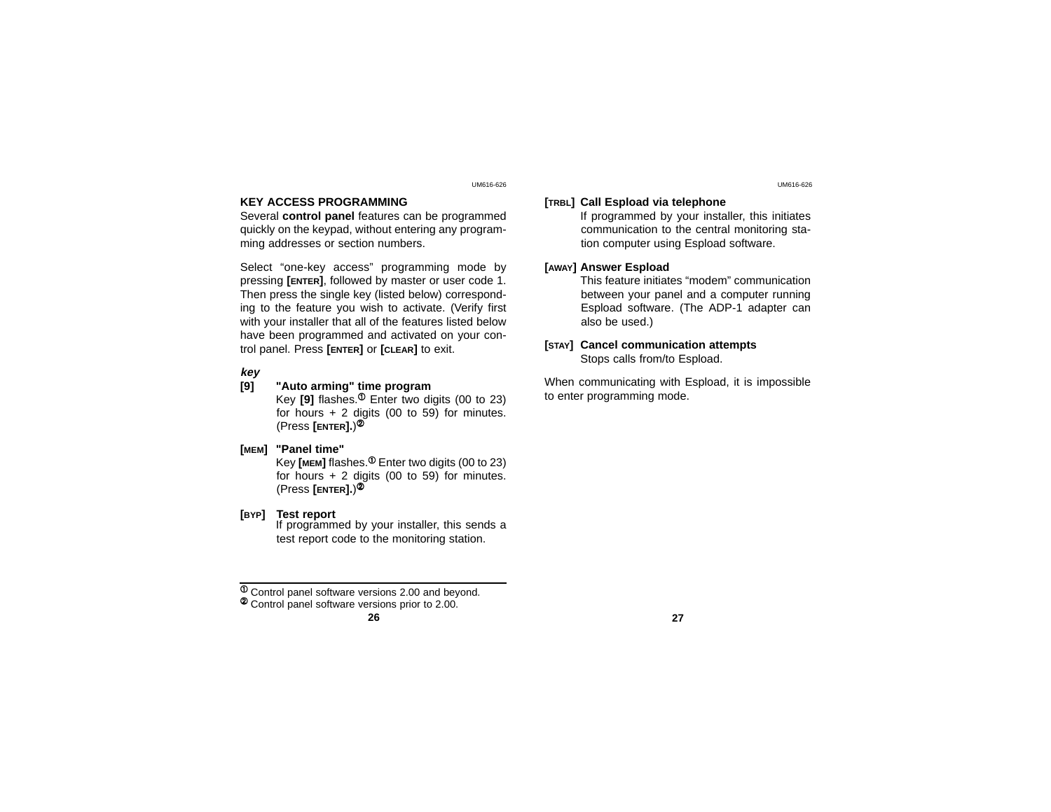## KEY ACCESS PROGRAMMING

Several **control panel** features can be programmed quickly on the keypad, without entering any programming addresses or section numbers.

Select "one-key access" programming mode by pressing **[ENTER]**, followed by master or user code 1. Then press the single key (listed below) corresponding to the feature you wish to activate. (Verify first with your installer that all of the features listed below have been programmed and activated on your control panel. Press **[ENTER]** or **[CLEAR]** to exit.

***key***

**[9]** **"Auto arming" time program**
Key **[9]** flashes.[1] Enter two digits (00 to 23) for hours + 2 digits (00 to 59) for minutes. (Press **[ENTER].**)[2]

**[MEM]** **"Panel time"**
Key **[MEM]** flashes.[1] Enter two digits (00 to 23) for hours + 2 digits (00 to 59) for minutes. (Press **[ENTER].**)[2]

**[BYP]** **Test report**
If programmed by your installer, this sends a test report code to the monitoring station.

[1] Control panel software versions 2.00 and beyond.
[2] Control panel software versions prior to 2.00.

**[TRBL]** **Call Espload via telephone**
If programmed by your installer, this initiates communication to the central monitoring station computer using Espload software.

**[AWAY]** **Answer Espload**
This feature initiates "modem" communication between your panel and a computer running Espload software. (The ADP-1 adapter can also be used.)

**[STAY]** **Cancel communication attempts**
Stops calls from/to Espload.

When communicating with Espload, it is impossible to enter programming mode.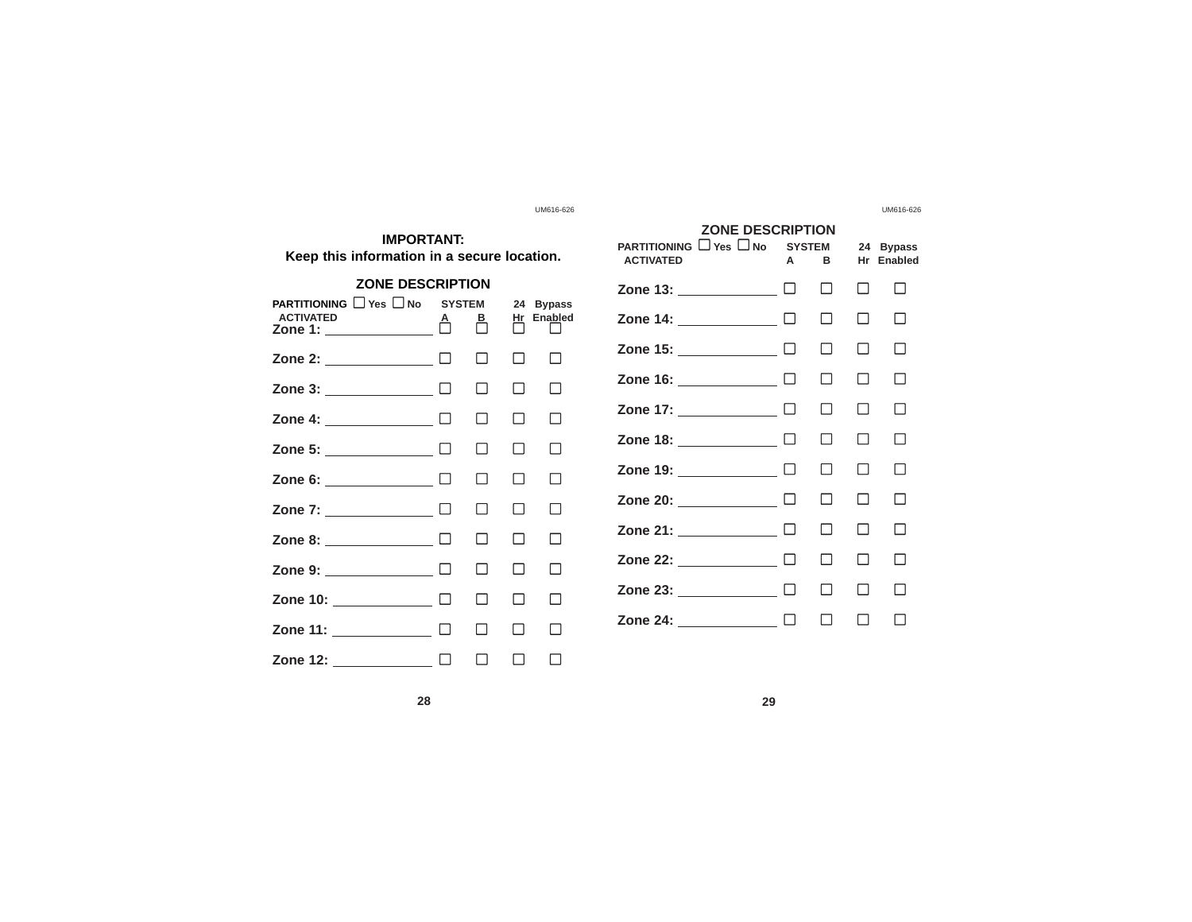**IMPORTANT:**
**Keep this information in a secure location.**

## ZONE DESCRIPTION

PARTITIONING ACTIVATED ☐ Yes ☐ No

| Zone | SYSTEM A | SYSTEM B | 24 Hr | Bypass Enabled |
|---|---|---|---|---|
| Zone 1: ______________ | ☐ | ☐ | ☐ | ☐ |
| Zone 2: ______________ | ☐ | ☐ | ☐ | ☐ |
| Zone 3: ______________ | ☐ | ☐ | ☐ | ☐ |
| Zone 4: ______________ | ☐ | ☐ | ☐ | ☐ |
| Zone 5: ______________ | ☐ | ☐ | ☐ | ☐ |
| Zone 6: ______________ | ☐ | ☐ | ☐ | ☐ |
| Zone 7: ______________ | ☐ | ☐ | ☐ | ☐ |
| Zone 8: ______________ | ☐ | ☐ | ☐ | ☐ |
| Zone 9: ______________ | ☐ | ☐ | ☐ | ☐ |
| Zone 10: ______________ | ☐ | ☐ | ☐ | ☐ |
| Zone 11: ______________ | ☐ | ☐ | ☐ | ☐ |
| Zone 12: ______________ | ☐ | ☐ | ☐ | ☐ |

## ZONE DESCRIPTION

PARTITIONING ACTIVATED ☐ Yes ☐ No

| Zone | SYSTEM A | SYSTEM B | 24 Hr | Bypass Enabled |
|---|---|---|---|---|
| Zone 13: ______________ | ☐ | ☐ | ☐ | ☐ |
| Zone 14: ______________ | ☐ | ☐ | ☐ | ☐ |
| Zone 15: ______________ | ☐ | ☐ | ☐ | ☐ |
| Zone 16: ______________ | ☐ | ☐ | ☐ | ☐ |
| Zone 17: ______________ | ☐ | ☐ | ☐ | ☐ |
| Zone 18: ______________ | ☐ | ☐ | ☐ | ☐ |
| Zone 19: ______________ | ☐ | ☐ | ☐ | ☐ |
| Zone 20: ______________ | ☐ | ☐ | ☐ | ☐ |
| Zone 21: ______________ | ☐ | ☐ | ☐ | ☐ |
| Zone 22: ______________ | ☐ | ☐ | ☐ | ☐ |
| Zone 23: ______________ | ☐ | ☐ | ☐ | ☐ |
| Zone 24: ______________ | ☐ | ☐ | ☐ | ☐ |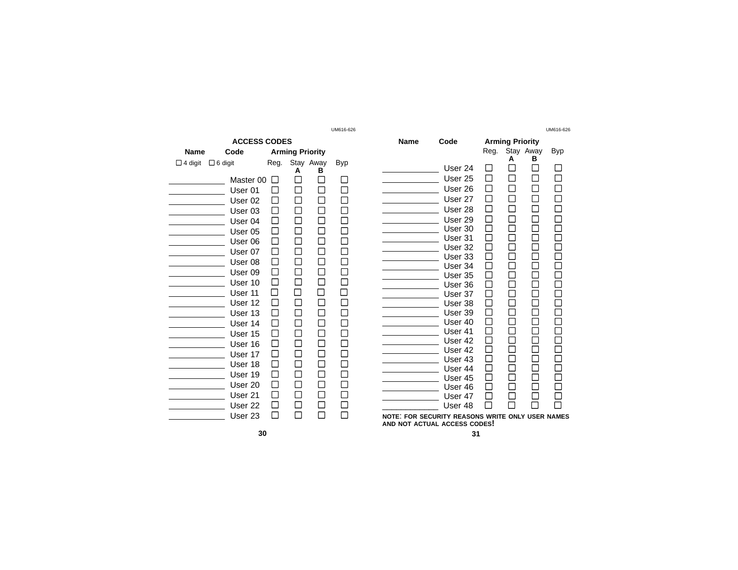## ACCESS CODES

☐ 4 digit ☐ 6 digit

| Name | Code | Arming Priority | | | |
|---|---|---|---|---|---|
| | | Reg. | Stay A | Away B | Byp |
| ____________ | Master 00 | ☐ | ☐ | ☐ | ☐ |
| ____________ | User 01 | ☐ | ☐ | ☐ | ☐ |
| ____________ | User 02 | ☐ | ☐ | ☐ | ☐ |
| ____________ | User 03 | ☐ | ☐ | ☐ | ☐ |
| ____________ | User 04 | ☐ | ☐ | ☐ | ☐ |
| ____________ | User 05 | ☐ | ☐ | ☐ | ☐ |
| ____________ | User 06 | ☐ | ☐ | ☐ | ☐ |
| ____________ | User 07 | ☐ | ☐ | ☐ | ☐ |
| ____________ | User 08 | ☐ | ☐ | ☐ | ☐ |
| ____________ | User 09 | ☐ | ☐ | ☐ | ☐ |
| ____________ | User 10 | ☐ | ☐ | ☐ | ☐ |
| ____________ | User 11 | ☐ | ☐ | ☐ | ☐ |
| ____________ | User 12 | ☐ | ☐ | ☐ | ☐ |
| ____________ | User 13 | ☐ | ☐ | ☐ | ☐ |
| ____________ | User 14 | ☐ | ☐ | ☐ | ☐ |
| ____________ | User 15 | ☐ | ☐ | ☐ | ☐ |
| ____________ | User 16 | ☐ | ☐ | ☐ | ☐ |
| ____________ | User 17 | ☐ | ☐ | ☐ | ☐ |
| ____________ | User 18 | ☐ | ☐ | ☐ | ☐ |
| ____________ | User 19 | ☐ | ☐ | ☐ | ☐ |
| ____________ | User 20 | ☐ | ☐ | ☐ | ☐ |
| ____________ | User 21 | ☐ | ☐ | ☐ | ☐ |
| ____________ | User 22 | ☐ | ☐ | ☐ | ☐ |
| ____________ | User 23 | ☐ | ☐ | ☐ | ☐ |

| Name | Code | Arming Priority | | | |
|---|---|---|---|---|---|
| | | Reg. | Stay A | Away B | Byp |
| ____________ | User 24 | ☐ | ☐ | ☐ | ☐ |
| ____________ | User 25 | ☐ | ☐ | ☐ | ☐ |
| ____________ | User 26 | ☐ | ☐ | ☐ | ☐ |
| ____________ | User 27 | ☐ | ☐ | ☐ | ☐ |
| ____________ | User 28 | ☐ | ☐ | ☐ | ☐ |
| ____________ | User 29 | ☐ | ☐ | ☐ | ☐ |
| ____________ | User 30 | ☐ | ☐ | ☐ | ☐ |
| ____________ | User 31 | ☐ | ☐ | ☐ | ☐ |
| ____________ | User 32 | ☐ | ☐ | ☐ | ☐ |
| ____________ | User 33 | ☐ | ☐ | ☐ | ☐ |
| ____________ | User 34 | ☐ | ☐ | ☐ | ☐ |
| ____________ | User 35 | ☐ | ☐ | ☐ | ☐ |
| ____________ | User 36 | ☐ | ☐ | ☐ | ☐ |
| ____________ | User 37 | ☐ | ☐ | ☐ | ☐ |
| ____________ | User 38 | ☐ | ☐ | ☐ | ☐ |
| ____________ | User 39 | ☐ | ☐ | ☐ | ☐ |
| ____________ | User 40 | ☐ | ☐ | ☐ | ☐ |
| ____________ | User 41 | ☐ | ☐ | ☐ | ☐ |
| ____________ | User 42 | ☐ | ☐ | ☐ | ☐ |
| ____________ | User 42 | ☐ | ☐ | ☐ | ☐ |
| ____________ | User 43 | ☐ | ☐ | ☐ | ☐ |
| ____________ | User 44 | ☐ | ☐ | ☐ | ☐ |
| ____________ | User 45 | ☐ | ☐ | ☐ | ☐ |
| ____________ | User 46 | ☐ | ☐ | ☐ | ☐ |
| ____________ | User 47 | ☐ | ☐ | ☐ | ☐ |
| ____________ | User 48 | ☐ | ☐ | ☐ | ☐ |

**NOTE: FOR SECURITY REASONS WRITE ONLY USER NAMES AND NOT ACTUAL ACCESS CODES!**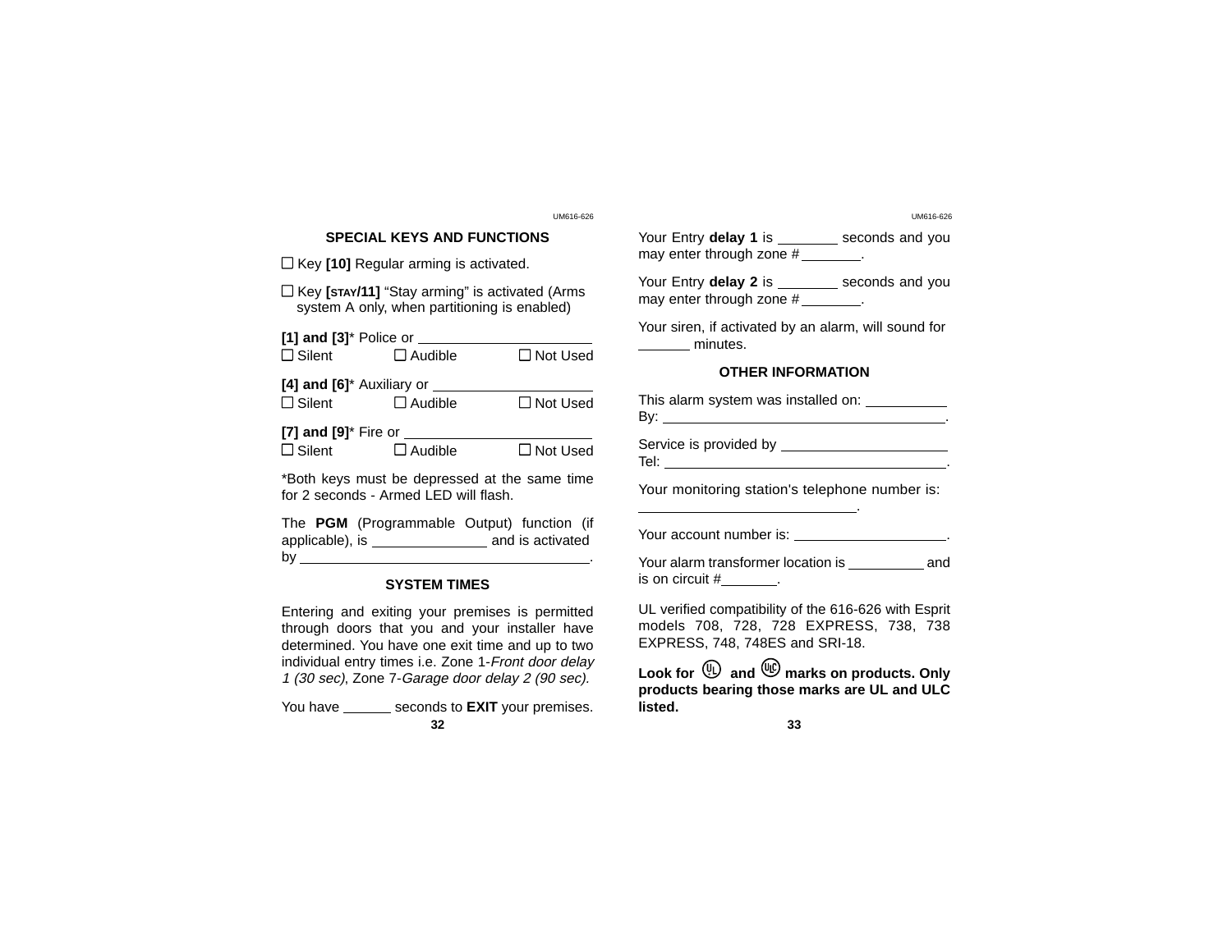## SPECIAL KEYS AND FUNCTIONS

☐ Key **[10]** Regular arming is activated.

☐ Key **[STAY/11]** “Stay arming” is activated (Arms system A only, when partitioning is enabled)

**[1] and [3]*** Police or ____________________
☐ Silent ☐ Audible ☐ Not Used

**[4] and [6]*** Auxiliary or ____________________
☐ Silent ☐ Audible ☐ Not Used

**[7] and [9]*** Fire or ____________________
☐ Silent ☐ Audible ☐ Not Used

*Both keys must be depressed at the same time for 2 seconds - Armed LED will flash.

The **PGM** (Programmable Output) function (if applicable), is ______________ and is activated by ____________________________________.

## SYSTEM TIMES

Entering and exiting your premises is permitted through doors that you and your installer have determined. You have one exit time and up to two individual entry times i.e. Zone 1-*Front door delay 1 (30 sec)*, Zone 7-*Garage door delay 2 (90 sec).*

You have ______ seconds to **EXIT** your premises.

Your Entry **delay 1** is ________ seconds and you may enter through zone # ________.

Your Entry **delay 2** is ________ seconds and you may enter through zone # ________.

Your siren, if activated by an alarm, will sound for _______ minutes.

## OTHER INFORMATION

This alarm system was installed on: ___________
By: ____________________________________.

Service is provided by ______________________
Tel: ____________________________________.

Your monitoring station's telephone number is:
___________________________.

Your account number is: ____________________.

Your alarm transformer location is __________ and is on circuit # _______.

UL verified compatibility of the 616-626 with Esprit models 708, 728, 728 EXPRESS, 738, 738 EXPRESS, 748, 748ES and SRI-18.

**Look for UL and ULC marks on products. Only products bearing those marks are UL and ULC listed.**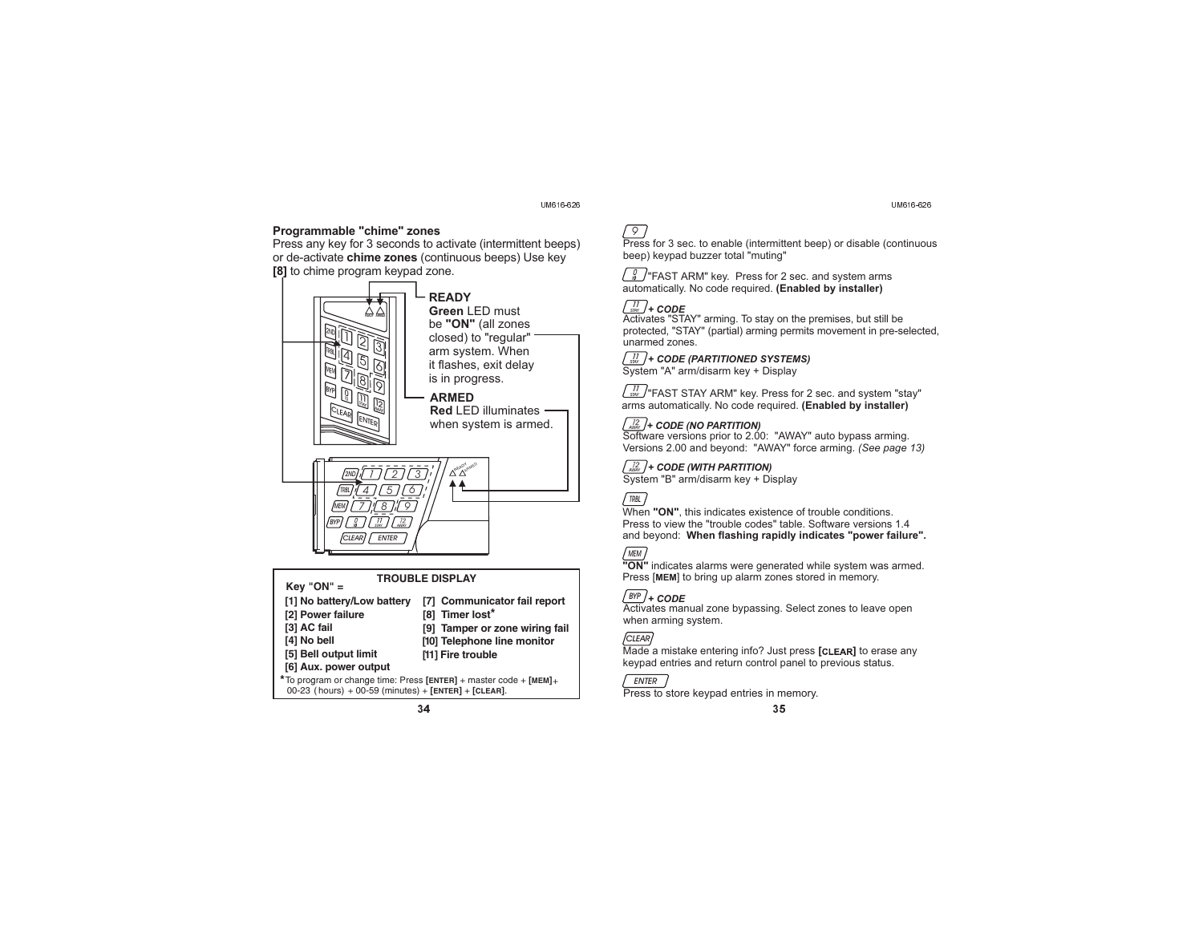## Programmable "chime" zones

Press any key for 3 seconds to activate (intermittent beeps) or de-activate **chime zones** (continuous beeps) Use key **[8]** to chime program keypad zone.

**READY**
**Green** LED must be **"ON"** (all zones closed) to "regular" arm system. When it flashes, exit delay is in progress.

**ARMED**
**Red** LED illuminates when system is armed.

| TROUBLE DISPLAY Key "ON" = | |
|---|---|
| [1] No battery/Low battery | [7] Communicator fail report |
| [2] Power failure | [8] Timer lost* |
| [3] AC fail | [9] Tamper or zone wiring fail |
| [4] No bell | [10] Telephone line monitor |
| [5] Bell output limit | [11] Fire trouble |
| [6] Aux. power output | |

*To program or change time: Press **[ENTER]** + master code + **[MEM]** + 00-23 (hours) + 00-59 (minutes) + **[ENTER]** + **[CLEAR]**.

**[9]**
Press for 3 sec. to enable (intermittent beep) or disable (continuous beep) keypad buzzer total "muting"

**[0]** "FAST ARM" key. Press for 2 sec. and system arms automatically. No code required. **(Enabled by installer)**

**[11 STAY]** ***+ CODE***
Activates "STAY" arming. To stay on the premises, but still be protected, "STAY" (partial) arming permits movement in pre-selected, unarmed zones.

**[11 STAY]** ***+ CODE (PARTITIONED SYSTEMS)***
System "A" arm/disarm key + Display

**[11 STAY]** "FAST STAY ARM" key. Press for 2 sec. and system "stay" arms automatically. No code required. **(Enabled by installer)**

**[12 AWAY]** ***+ CODE (NO PARTITION)***
Software versions prior to 2.00: "AWAY" auto bypass arming. Versions 2.00 and beyond: "AWAY" force arming. *(See page 13)*

**[12 AWAY]** ***+ CODE (WITH PARTITION)***
System "B" arm/disarm key + Display

**[TRBL]**
When **"ON"**, this indicates existence of trouble conditions. Press to view the "trouble codes" table. Software versions 1.4 and beyond: **When flashing rapidly indicates "power failure".**

**[MEM]**
**"ON"** indicates alarms were generated while system was armed. Press [**MEM**] to bring up alarm zones stored in memory.

**[BYP]** ***+ CODE***
Activates manual zone bypassing. Select zones to leave open when arming system.

**[CLEAR]**
Made a mistake entering info? Just press **[CLEAR]** to erase any keypad entries and return control panel to previous status.

**[ENTER]**
Press to store keypad entries in memory.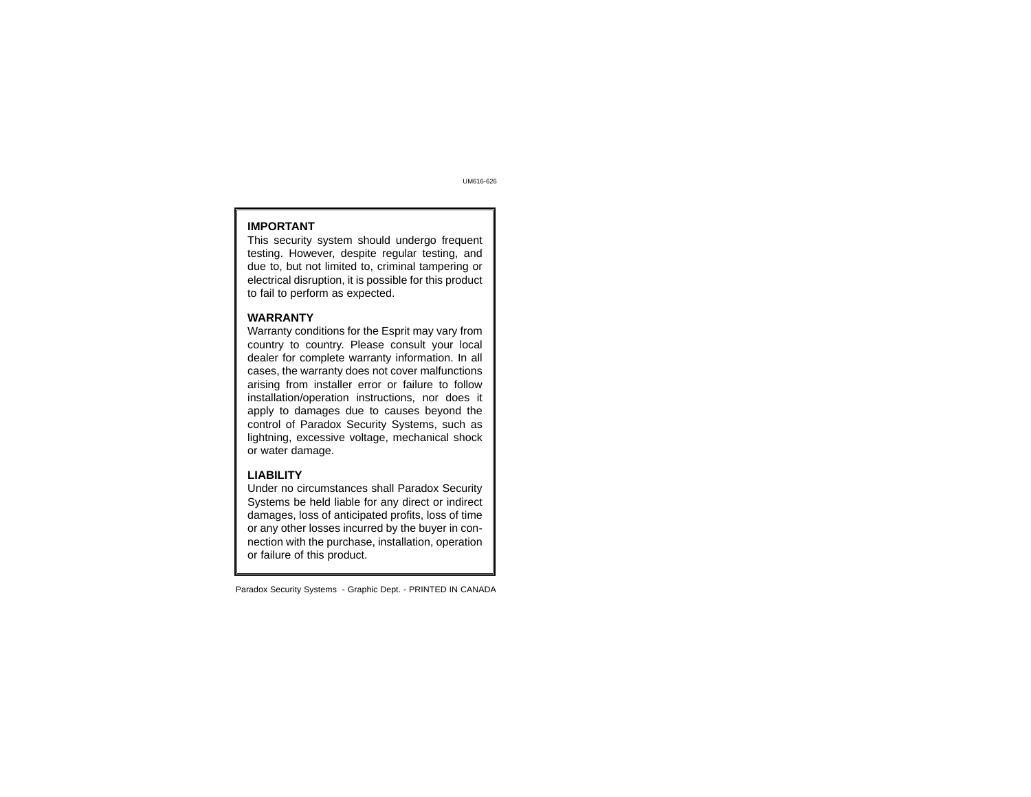UM616-626

**IMPORTANT**

This security system should undergo frequent testing. However, despite regular testing, and due to, but not limited to, criminal tampering or electrical disruption, it is possible for this product to fail to perform as expected.

**WARRANTY**

Warranty conditions for the Esprit may vary from country to country. Please consult your local dealer for complete warranty information. In all cases, the warranty does not cover malfunctions arising from installer error or failure to follow installation/operation instructions, nor does it apply to damages due to causes beyond the control of Paradox Security Systems, such as lightning, excessive voltage, mechanical shock or water damage.

**LIABILITY**

Under no circumstances shall Paradox Security Systems be held liable for any direct or indirect damages, loss of anticipated profits, loss of time or any other losses incurred by the buyer in connection with the purchase, installation, operation or failure of this product.

Paradox Security Systems - Graphic Dept. - PRINTED IN CANADA